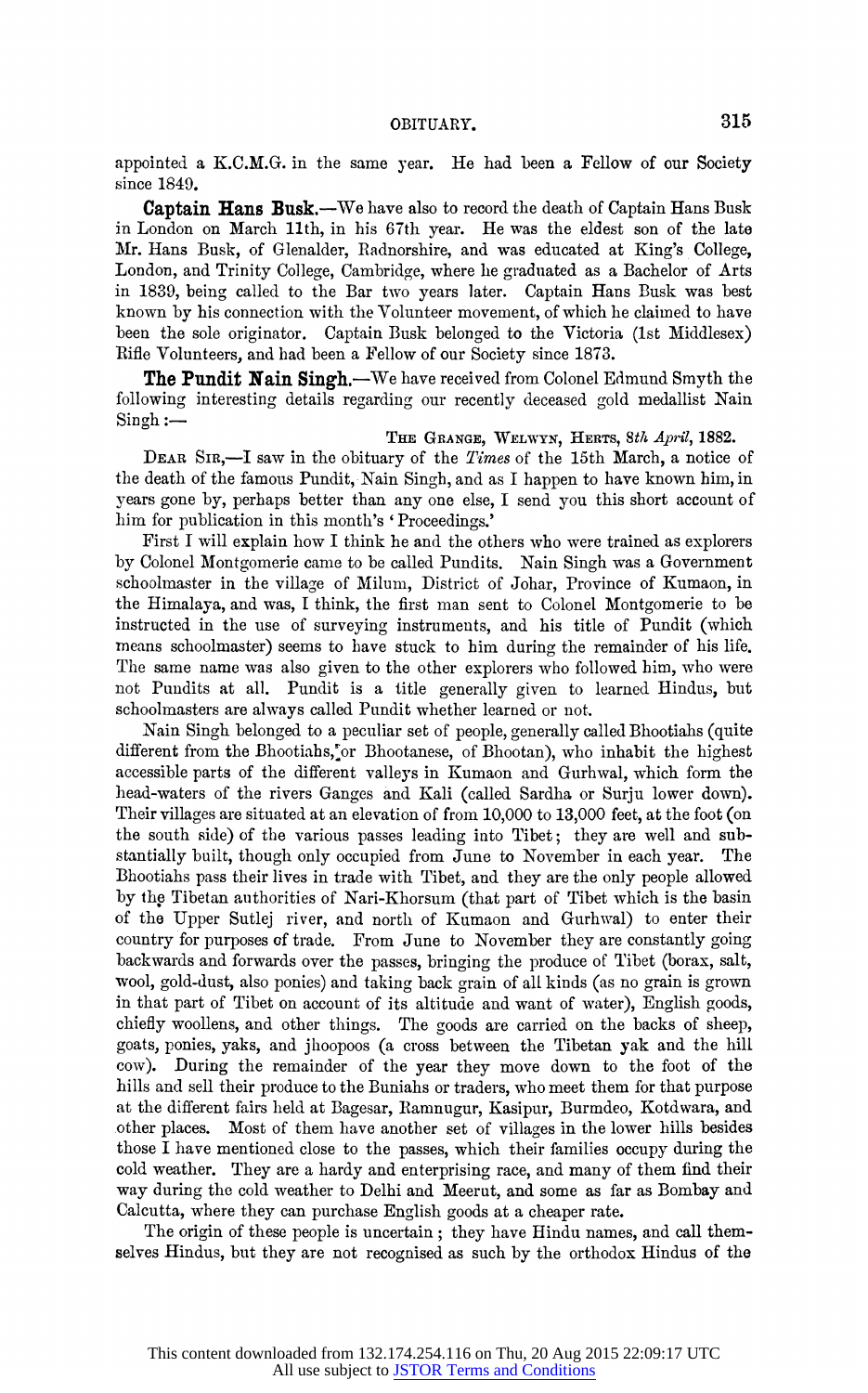appointed a K.C.M.G. in the same year. He had been a Fellow of our Society since 1849.

**Captain Hans Busk.**—We have also to record the death of Captain Hans Busk in London on March 11th, in his 67th year. He was the eldest son of the late Mr. Hans Busk, of Glenalder, Radnorshire, and was educated at King's College, London, and Trinity College, Cambridge, where he graduated as a Bachelor of Arts in 1839, being called to the Bar two years later. Captain Hans Busk was best known by his connection with the Volunteer movement, of which he claimed to have been the sole originator. Captain Busk belonged to the Victoria (1st Middlesex) Rifle Volunteers, and had been a Fellow of our Society since 1873.

**The Pundit Nain Singh.**—We have received from Colonel Edmund Smyth the following interesting details regarding our recently deceased gold medallist Nain Singh:—

THE GRANGE, WELWYN, HERTS, *8th April*, 1882.

DEAR SIR,—I saw in the obituary of the *Times* of the 15th March, a notice of the death of the famous Pundit, Nain Singh, and as I happen to have known him, in years gone by, perhaps better than any one else, I send you this short account of him for publication in this month's 'Proceedings.'

First I will explain how I think he and the others who were trained as explorers by Colonel Montgomerie came to be called Pundits. Nain Singh was a Government schoolmaster in the village of Milum, District of Johar, Province of Kumaon, in the Himalaya, and was, I think, the first man sent to Colonel Montgomerie to be instructed in the use of surveying instruments, and his title of Pundit (which means schoolmaster) seems to have stuck to him during the remainder of his life. The same name was also given to the other explorers who followed him, who were not Pundits at all. Pundit is a title generally given to learned Hindus, but schoolmasters are always called Pundit whether learned or not.

Nain Singh belonged to a peculiar set of people, generally called Bhootiahs (quite different from the Bhootiahs, or Bhootanese, of Bhootan), who inhabit the highest accessible parts of the different valleys in Kumaon and Gurhwal, which form the head-waters of the rivers Ganges and Kali (called Sardha or Surju lower down). Their villages are situated at an elevation of from 10,000 to 13,000 feet, at the foot (on the south side) of the various passes leading into Tibet; they are well and substantially built, though only occupied from June to November in each year. The Bhootiahs pass their lives in trade with Tibet, and they are the only people allowed by the Tibetan authorities of Nari-Khorsum (that part of Tibet which is the basin of the Upper Sutlej river, and north of Kumaon and Gurhwal) to enter their country for purposes of trade. From June to November they are constantly going backwards and forwards over the passes, bringing the produce of Tibet (borax, salt, wool, gold-dust, also ponies) and taking back grain of all kinds (as no grain is grown in that part of Tibet on account of its altitude and want of water), English goods, chiefly woollens, and other things. The goods are carried on the backs of sheep, goats, ponies, yaks, and jhoopoos (a cross between the Tibetan yak and the hill cow). During the remainder of the year they move down to the foot of the hills and sell their produce to the Buniahs or traders, who meet them for that purpose at the different fairs held at Bagesar, Ramnugur, Kasipur, Burmdeo, Kotdwara, and other places. Most of them have another set of villages in the lower hills besides those I have mentioned close to the passes, which their families occupy during the cold weather. They are a hardy and enterprising race, and many of them find their way during the cold weather to Delhi and Meerut, and some as far as Bombay and Calcutta, where they can purchase English goods at a cheaper rate.

The origin of these people is uncertain; they have Hindu names, and call themselves Hindus, but they are not recognised as such by the orthodox Hindus of the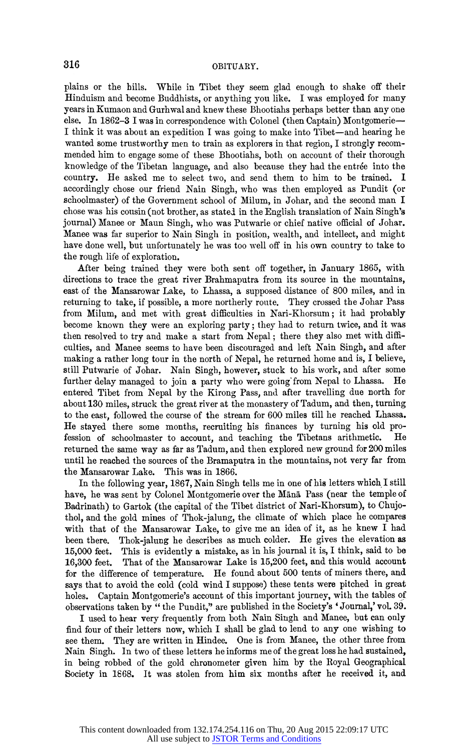plains or the hills. While in Tibet they seem glad enough to shake off their Hinduism and become Buddhists, or anything you like. I was employed for many years in Kumaon and Gurhwal and knew these Bhootiahs perhaps better than any one else. In 1862–3 I was in correspondence with Colonel (then Captain) Montgomerie—I think it was about an expedition I was going to make into Tibet—and hearing he wanted some trustworthy men to train as explorers in that region, I strongly recommended him to engage some of these Bhootiahs, both on account of their thorough knowledge of the Tibetan language, and also because they had the entrée into the country. He asked me to select two, and send them to him to be trained. I accordingly chose our friend Nain Singh, who was then employed as Pundit (or schoolmaster) of the Government school of Milum, in Johar, and the second man I chose was his cousin (not brother, as stated in the English translation of Nain Singh's journal) Manee or Maun Singh, who was Putwarie or chief native official of Johar. Manee was far superior to Nain Singh in position, wealth, and intellect, and might have done well, but unfortunately he was too well off in his own country to take to the rough life of exploration.

After being trained they were both sent off together, in January 1865, with directions to trace the great river Brahmaputra from its source in the mountains, east of the Mansarowar Lake, to Lhassa, a supposed distance of 800 miles, and in returning to take, if possible, a more northerly route. They crossed the Johar Pass from Milum, and met with great difficulties in Nari-Khorsum; it had probably become known they were an exploring party; they had to return twice, and it was then resolved to try and make a start from Nepal; there they also met with difficulties, and Manee seems to have been discouraged and left Nain Singh, and after making a rather long tour in the north of Nepal, he returned home and is, I believe, still Putwarie of Johar. Nain Singh, however, stuck to his work, and after some further delay managed to join a party who were going from Nepal to Lhassa. He entered Tibet from Nepal by the Kirong Pass, and after travelling due north for about 130 miles, struck the great river at the monastery of Tadum, and then, turning to the east, followed the course of the stream for 600 miles till he reached Lhassa. He stayed there some months, recruiting his finances by turning his old profession of schoolmaster to account, and teaching the Tibetans arithmetic. He returned the same way as far as Tadum, and then explored new ground for 200 miles until he reached the sources of the Bramaputra in the mountains, not very far from the Mansarowar Lake. This was in 1866.

In the following year, 1867, Nain Singh tells me in one of his letters which I still have, he was sent by Colonel Montgomerie over the Mānā Pass (near the temple of Badrinath) to Gartok (the capital of the Tibet district of Nari-Khorsum), to Chujothol, and the gold mines of Thok-jalung, the climate of which place he compares with that of the Mansarowar Lake, to give me an idea of it, as he knew I had been there. Thok-jalung he describes as much colder. He gives the elevation as 15,000 feet. This is evidently a mistake, as in his journal it is, I think, said to be 16,300 feet. That of the Mansarowar Lake is 15,200 feet, and this would account for the difference of temperature. He found about 500 tents of miners there, and says that to avoid the cold (cold wind I suppose) these tents were pitched in great holes. Captain Montgomerie's account of this important journey, with the tables of observations taken by "the Pundit," are published in the Society's 'Journal,' vol. 39.

I used to hear very frequently from both Nain Singh and Manee, but can only find four of their letters now, which I shall be glad to lend to any one wishing to see them. They are written in Hindee. One is from Manee, the other three from Nain Singh. In two of these letters he informs me of the great loss he had sustained, in being robbed of the gold chronometer given him by the Royal Geographical Society in 1868. It was stolen from him six months after he received it, and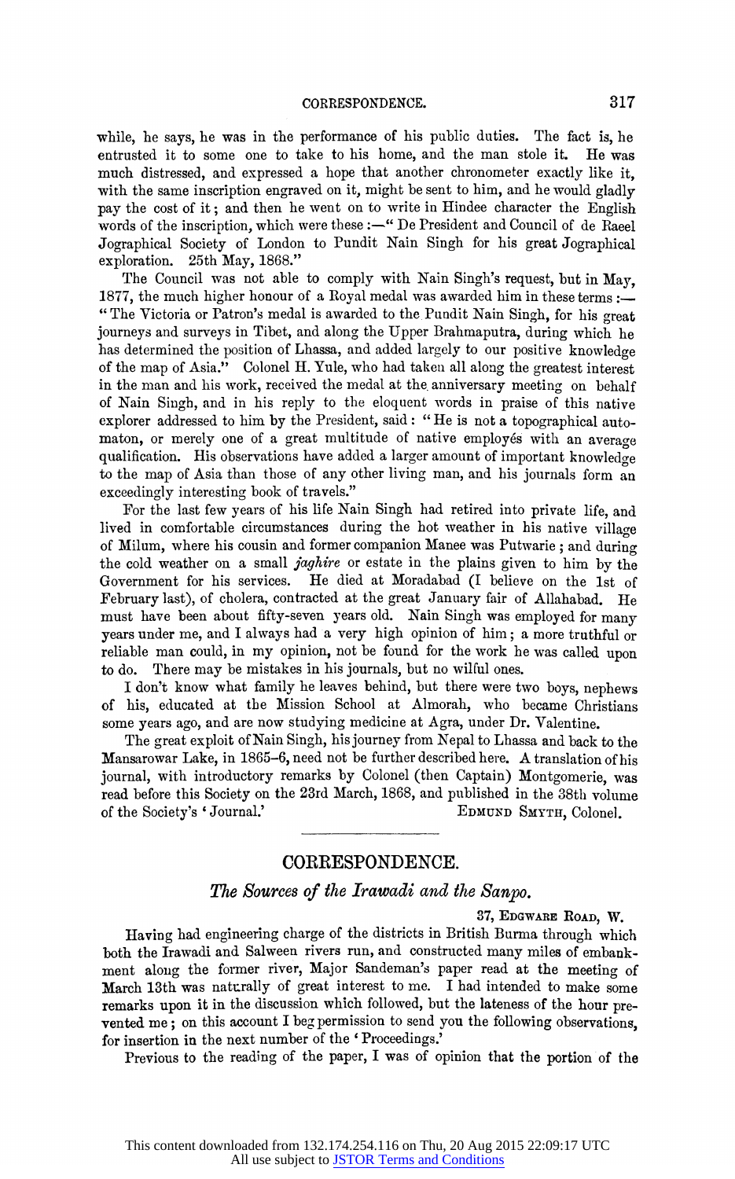while, he says, he was in the performance of his public duties. The fact is, he entrusted it to some one to take to his home, and the man stole it. He was much distressed, and expressed a hope that another chronometer exactly like it, with the same inscription engraved on it, might be sent to him, and he would gladly pay the cost of it; and then he went on to write in Hindee character the English words of the inscription, which were these:—"De President and Council of de Raeel Jographical Society of London to Pundit Nain Singh for his great Jographical exploration. 25th May, 1868."

The Council was not able to comply with Nain Singh's request, but in May, 1877, the much higher honour of a Royal medal was awarded him in these terms:—"The Victoria or Patron's medal is awarded to the Pundit Nain Singh, for his great journeys and surveys in Tibet, and along the Upper Brahmaputra, during which he has determined the position of Lhassa, and added largely to our positive knowledge of the map of Asia." Colonel H. Yule, who had taken all along the greatest interest in the man and his work, received the medal at the anniversary meeting on behalf of Nain Singh, and in his reply to the eloquent words in praise of this native explorer addressed to him by the President, said: "He is not a topographical automaton, or merely one of a great multitude of native employés with an average qualification. His observations have added a larger amount of important knowledge to the map of Asia than those of any other living man, and his journals form an exceedingly interesting book of travels."

For the last few years of his life Nain Singh had retired into private life, and lived in comfortable circumstances during the hot weather in his native village of Milum, where his cousin and former companion Manee was Putwarie; and during the cold weather on a small *jaghire* or estate in the plains given to him by the Government for his services. He died at Moradabad (I believe on the 1st of February last), of cholera, contracted at the great January fair of Allahabad. He must have been about fifty-seven years old. Nain Singh was employed for many years under me, and I always had a very high opinion of him; a more truthful or reliable man could, in my opinion, not be found for the work he was called upon to do. There may be mistakes in his journals, but no wilful ones.

I don't know what family he leaves behind, but there were two boys, nephews of his, educated at the Mission School at Almorah, who became Christians some years ago, and are now studying medicine at Agra, under Dr. Valentine.

The great exploit of Nain Singh, his journey from Nepal to Lhassa and back to the Mansarowar Lake, in 1865–6, need not be further described here. A translation of his journal, with introductory remarks by Colonel (then Captain) Montgomerie, was read before this Society on the 23rd March, 1868, and published in the 38th volume of the Society's 'Journal.'

EDMUND SMYTH, Colonel.

---

## CORRESPONDENCE.

### *The Sources of the Irawadi and the Sanpo.*

37, EDGWARE ROAD, W.

Having had engineering charge of the districts in British Burma through which both the Irawadi and Salween rivers run, and constructed many miles of embankment along the former river, Major Sandeman's paper read at the meeting of March 13th was naturally of great interest to me. I had intended to make some remarks upon it in the discussion which followed, but the lateness of the hour prevented me; on this account I beg permission to send you the following observations, for insertion in the next number of the 'Proceedings.'

Previous to the reading of the paper, I was of opinion that the portion of the